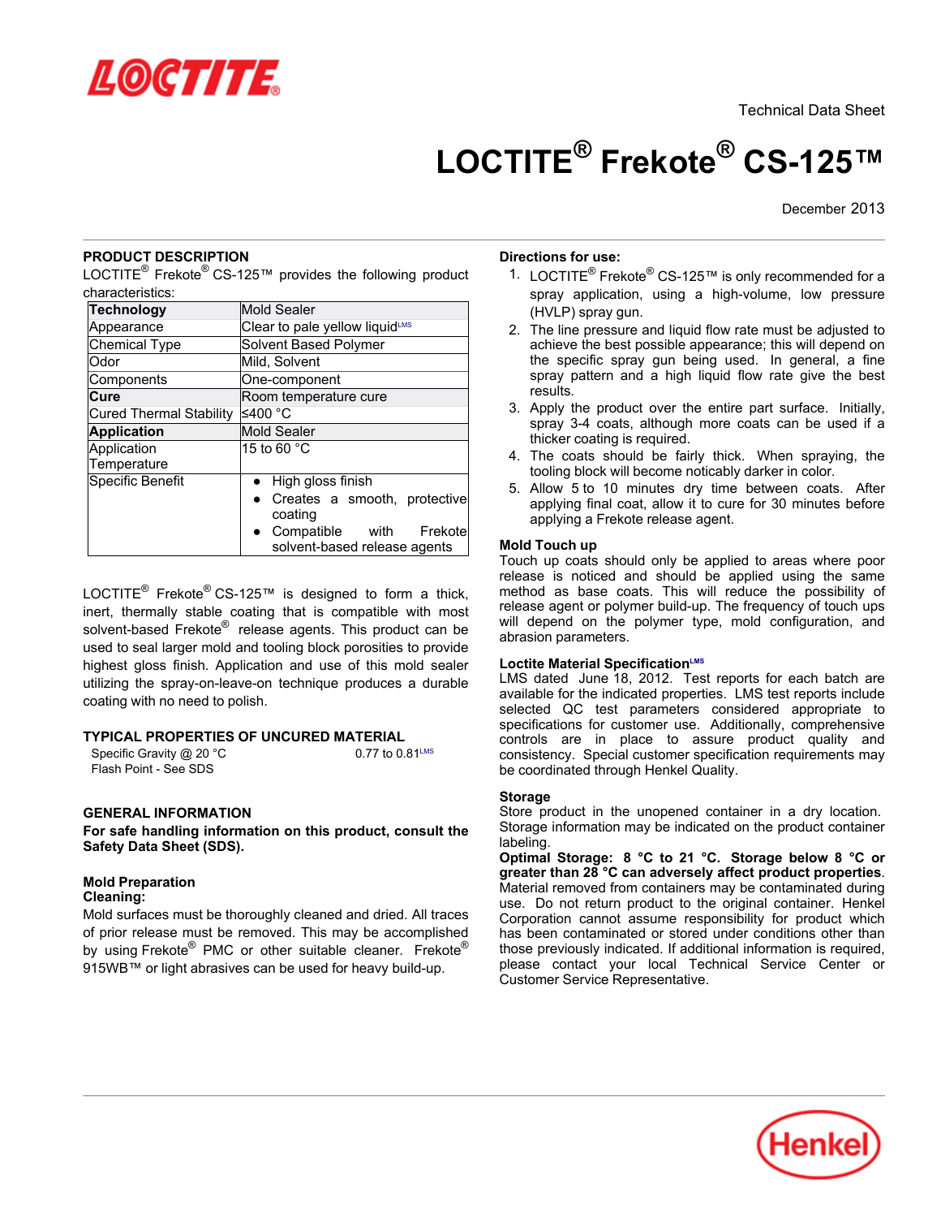Technical Data Sheet

# LOCTITE® Frekote® CS-125™

December 2013

## PRODUCT DESCRIPTION

LOCTITE® Frekote® CS-125™ provides the following product characteristics:

| **Technology** | Mold Sealer |
|---|---|
| Appearance | Clear to pale yellow liquid[LMS] |
| Chemical Type | Solvent Based Polymer |
| Odor | Mild, Solvent |
| Components | One-component |
| **Cure** | Room temperature cure |
| Cured Thermal Stability | ≤400 °C |
| **Application** | Mold Sealer |
| Application Temperature | 15 to 60 °C |
| Specific Benefit | • High gloss finish<br>• Creates a smooth, protective coating<br>• Compatible with Frekote solvent-based release agents |

LOCTITE® Frekote® CS-125™ is designed to form a thick, inert, thermally stable coating that is compatible with most solvent-based Frekote® release agents. This product can be used to seal larger mold and tooling block porosities to provide highest gloss finish. Application and use of this mold sealer utilizing the spray-on-leave-on technique produces a durable coating with no need to polish.

## TYPICAL PROPERTIES OF UNCURED MATERIAL

Specific Gravity @ 20 °C 0.77 to 0.81[LMS]
Flash Point - See SDS

## GENERAL INFORMATION

**For safe handling information on this product, consult the Safety Data Sheet (SDS).**

### Mold Preparation

**Cleaning:**

Mold surfaces must be thoroughly cleaned and dried. All traces of prior release must be removed. This may be accomplished by using Frekote® PMC or other suitable cleaner. Frekote® 915WB™ or light abrasives can be used for heavy build-up.

### Directions for use:

1. LOCTITE® Frekote® CS-125™ is only recommended for a spray application, using a high-volume, low pressure (HVLP) spray gun.
2. The line pressure and liquid flow rate must be adjusted to achieve the best possible appearance; this will depend on the specific spray gun being used. In general, a fine spray pattern and a high liquid flow rate give the best results.
3. Apply the product over the entire part surface. Initially, spray 3-4 coats, although more coats can be used if a thicker coating is required.
4. The coats should be fairly thick. When spraying, the tooling block will become noticably darker in color.
5. Allow 5 to 10 minutes dry time between coats. After applying final coat, allow it to cure for 30 minutes before applying a Frekote release agent.

### Mold Touch up

Touch up coats should only be applied to areas where poor release is noticed and should be applied using the same method as base coats. This will reduce the possibility of release agent or polymer build-up. The frequency of touch ups will depend on the polymer type, mold configuration, and abrasion parameters.

### Loctite Material Specification[LMS]

LMS dated June 18, 2012. Test reports for each batch are available for the indicated properties. LMS test reports include selected QC test parameters considered appropriate to specifications for customer use. Additionally, comprehensive controls are in place to assure product quality and consistency. Special customer specification requirements may be coordinated through Henkel Quality.

### Storage

Store product in the unopened container in a dry location. Storage information may be indicated on the product container labeling.

**Optimal Storage: 8 °C to 21 °C. Storage below 8 °C or greater than 28 °C can adversely affect product properties**. Material removed from containers may be contaminated during use. Do not return product to the original container. Henkel Corporation cannot assume responsibility for product which has been contaminated or stored under conditions other than those previously indicated. If additional information is required, please contact your local Technical Service Center or Customer Service Representative.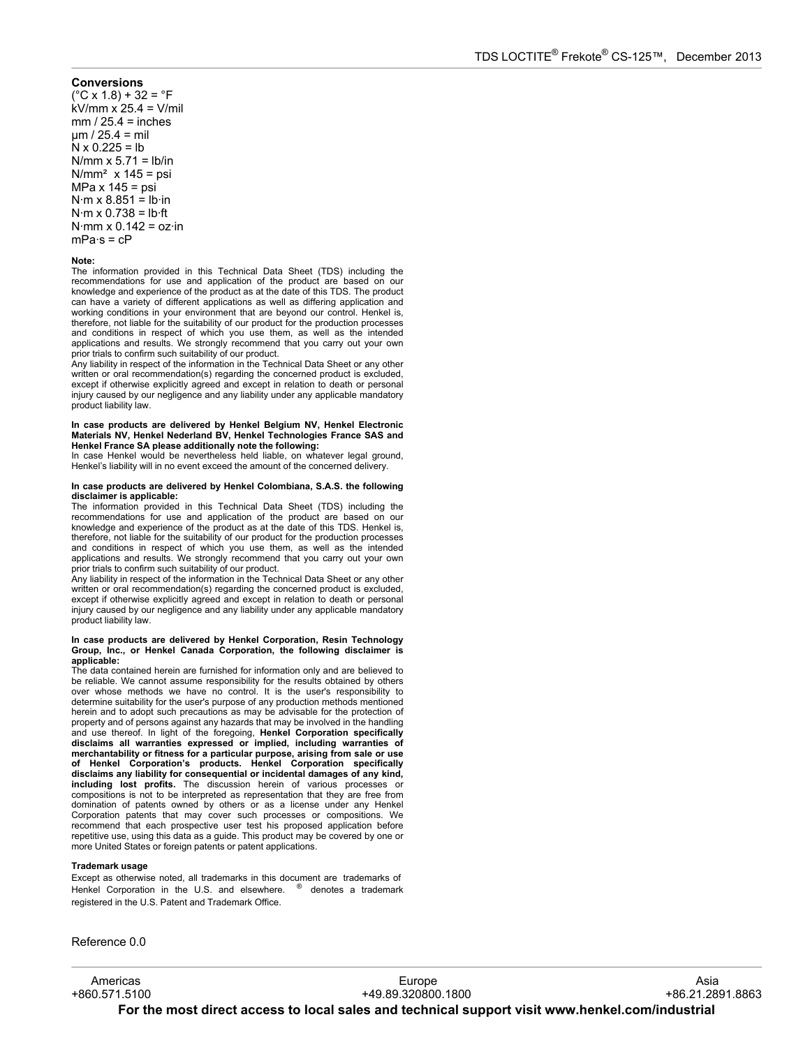### Conversions

(°C x 1.8) + 32 = °F
kV/mm x 25.4 = V/mil
mm / 25.4 = inches
µm / 25.4 = mil
N x 0.225 = lb
N/mm x 5.71 = lb/in
N/mm² x 145 = psi
MPa x 145 = psi
N·m x 8.851 = lb·in
N·m x 0.738 = lb·ft
N·mm x 0.142 = oz·in
mPa·s = cP

#### Note:

The information provided in this Technical Data Sheet (TDS) including the recommendations for use and application of the product are based on our knowledge and experience of the product as at the date of this TDS. The product can have a variety of different applications as well as differing application and working conditions in your environment that are beyond our control. Henkel is, therefore, not liable for the suitability of our product for the production processes and conditions in respect of which you use them, as well as the intended applications and results. We strongly recommend that you carry out your own prior trials to confirm such suitability of our product.
Any liability in respect of the information in the Technical Data Sheet or any other written or oral recommendation(s) regarding the concerned product is excluded, except if otherwise explicitly agreed and except in relation to death or personal injury caused by our negligence and any liability under any applicable mandatory product liability law.

**In case products are delivered by Henkel Belgium NV, Henkel Electronic Materials NV, Henkel Nederland BV, Henkel Technologies France SAS and Henkel France SA please additionally note the following:**
In case Henkel would be nevertheless held liable, on whatever legal ground, Henkel's liability will in no event exceed the amount of the concerned delivery.

**In case products are delivered by Henkel Colombiana, S.A.S. the following disclaimer is applicable:**
The information provided in this Technical Data Sheet (TDS) including the recommendations for use and application of the product are based on our knowledge and experience of the product as at the date of this TDS. Henkel is, therefore, not liable for the suitability of our product for the production processes and conditions in respect of which you use them, as well as the intended applications and results. We strongly recommend that you carry out your own prior trials to confirm such suitability of our product.
Any liability in respect of the information in the Technical Data Sheet or any other written or oral recommendation(s) regarding the concerned product is excluded, except if otherwise explicitly agreed and except in relation to death or personal injury caused by our negligence and any liability under any applicable mandatory product liability law.

**In case products are delivered by Henkel Corporation, Resin Technology Group, Inc., or Henkel Canada Corporation, the following disclaimer is applicable:**
The data contained herein are furnished for information only and are believed to be reliable. We cannot assume responsibility for the results obtained by others over whose methods we have no control. It is the user's responsibility to determine suitability for the user's purpose of any production methods mentioned herein and to adopt such precautions as may be advisable for the protection of property and of persons against any hazards that may be involved in the handling and use thereof. In light of the foregoing, **Henkel Corporation specifically disclaims all warranties expressed or implied, including warranties of merchantability or fitness for a particular purpose, arising from sale or use of Henkel Corporation's products. Henkel Corporation specifically disclaims any liability for consequential or incidental damages of any kind, including lost profits.** The discussion herein of various processes or compositions is not to be interpreted as representation that they are free from domination of patents owned by others or as a license under any Henkel Corporation patents that may cover such processes or compositions. We recommend that each prospective user test his proposed application before repetitive use, using this data as a guide. This product may be covered by one or more United States or foreign patents or patent applications.

#### Trademark usage

Except as otherwise noted, all trademarks in this document are trademarks of Henkel Corporation in the U.S. and elsewhere. ® denotes a trademark registered in the U.S. Patent and Trademark Office.

Reference 0.0

| Americas | Europe | Asia |
|---|---|---|
| +860.571.5100 | +49.89.320800.1800 | +86.21.2891.8863 |

**For the most direct access to local sales and technical support visit www.henkel.com/industrial**